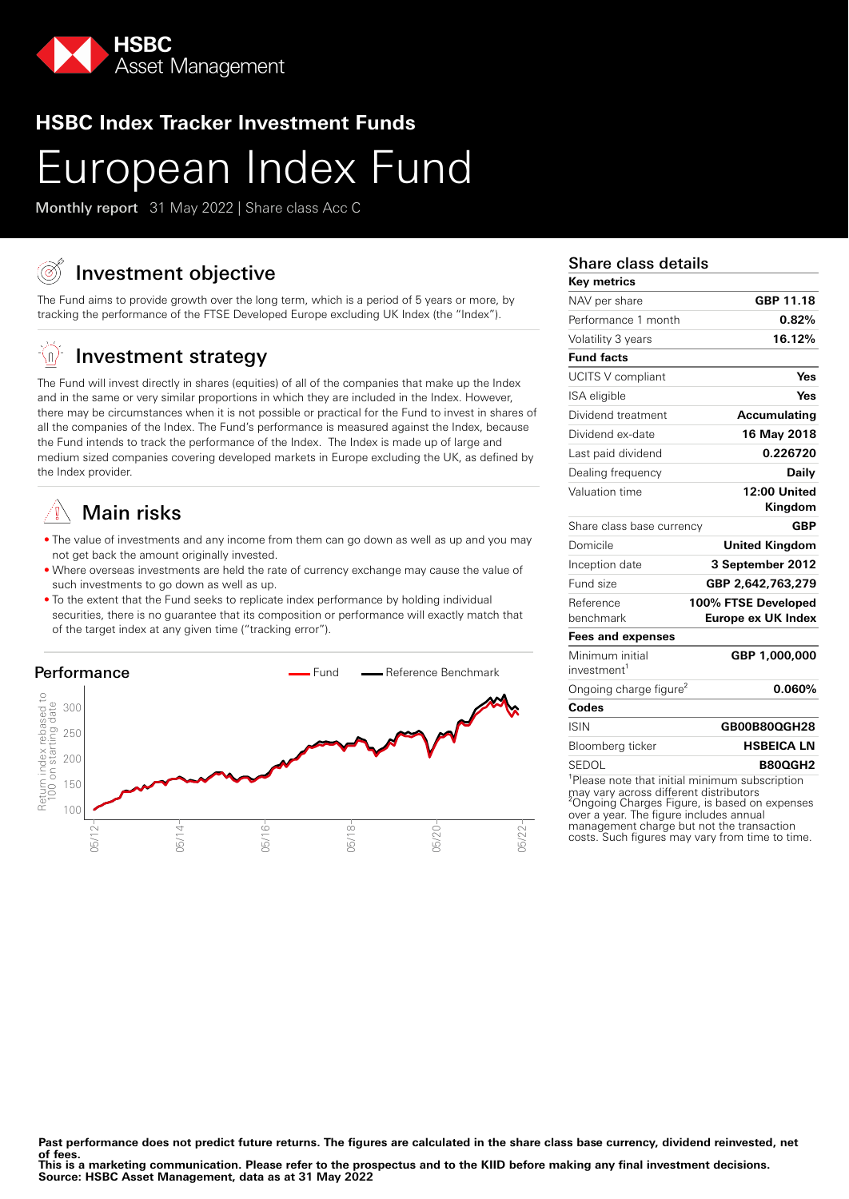HSBC Asset Management

## HSBC Index Tracker Investment Funds

# European Index Fund

**Monthly report** 31 May 2022 | Share class Acc C

## Investment objective

The Fund aims to provide growth over the long term, which is a period of 5 years or more, by tracking the performance of the FTSE Developed Europe excluding UK Index (the "Index").

## Investment strategy

The Fund will invest directly in shares (equities) of all of the companies that make up the Index and in the same or very similar proportions in which they are included in the Index. However, there may be circumstances when it is not possible or practical for the Fund to invest in shares of all the companies of the Index. The Fund's performance is measured against the Index, because the Fund intends to track the performance of the Index. The Index is made up of large and medium sized companies covering developed markets in Europe excluding the UK, as defined by the Index provider.

## Main risks

- The value of investments and any income from them can go down as well as up and you may not get back the amount originally invested.
- Where overseas investments are held the rate of currency exchange may cause the value of such investments to go down as well as up.
- To the extent that the Fund seeks to replicate index performance by holding individual securities, there is no guarantee that its composition or performance will exactly match that of the target index at any given time ("tracking error").

## Performance

Fund — Reference Benchmark

Return index rebased to 100 on starting date: 100, 150, 200, 250, 300

05/12, 05/14, 05/16, 05/18, 05/20, 05/22

## Share class details

| Key metrics | |
|---|---|
| NAV per share | GBP 11.18 |
| Performance 1 month | 0.82% |
| Volatility 3 years | 16.12% |
| **Fund facts** | |
| UCITS V compliant | Yes |
| ISA eligible | Yes |
| Dividend treatment | Accumulating |
| Dividend ex-date | 16 May 2018 |
| Last paid dividend | 0.226720 |
| Dealing frequency | Daily |
| Valuation time | 12:00 United Kingdom |
| Share class base currency | GBP |
| Domicile | United Kingdom |
| Inception date | 3 September 2012 |
| Fund size | GBP 2,642,763,279 |
| Reference benchmark | 100% FTSE Developed Europe ex UK Index |
| **Fees and expenses** | |
| Minimum initial investment[1] | GBP 1,000,000 |
| Ongoing charge figure[2] | 0.060% |
| **Codes** | |
| ISIN | GB00B80QGH28 |
| Bloomberg ticker | HSBEICA LN |
| SEDOL | B80QGH2 |

[1]Please note that initial minimum subscription may vary across different distributors
[2]Ongoing Charges Figure, is based on expenses over a year. The figure includes annual management charge but not the transaction costs. Such figures may vary from time to time.

**Past performance does not predict future returns. The figures are calculated in the share class base currency, dividend reinvested, net of fees.**
**This is a marketing communication. Please refer to the prospectus and to the KIID before making any final investment decisions.**
**Source: HSBC Asset Management, data as at 31 May 2022**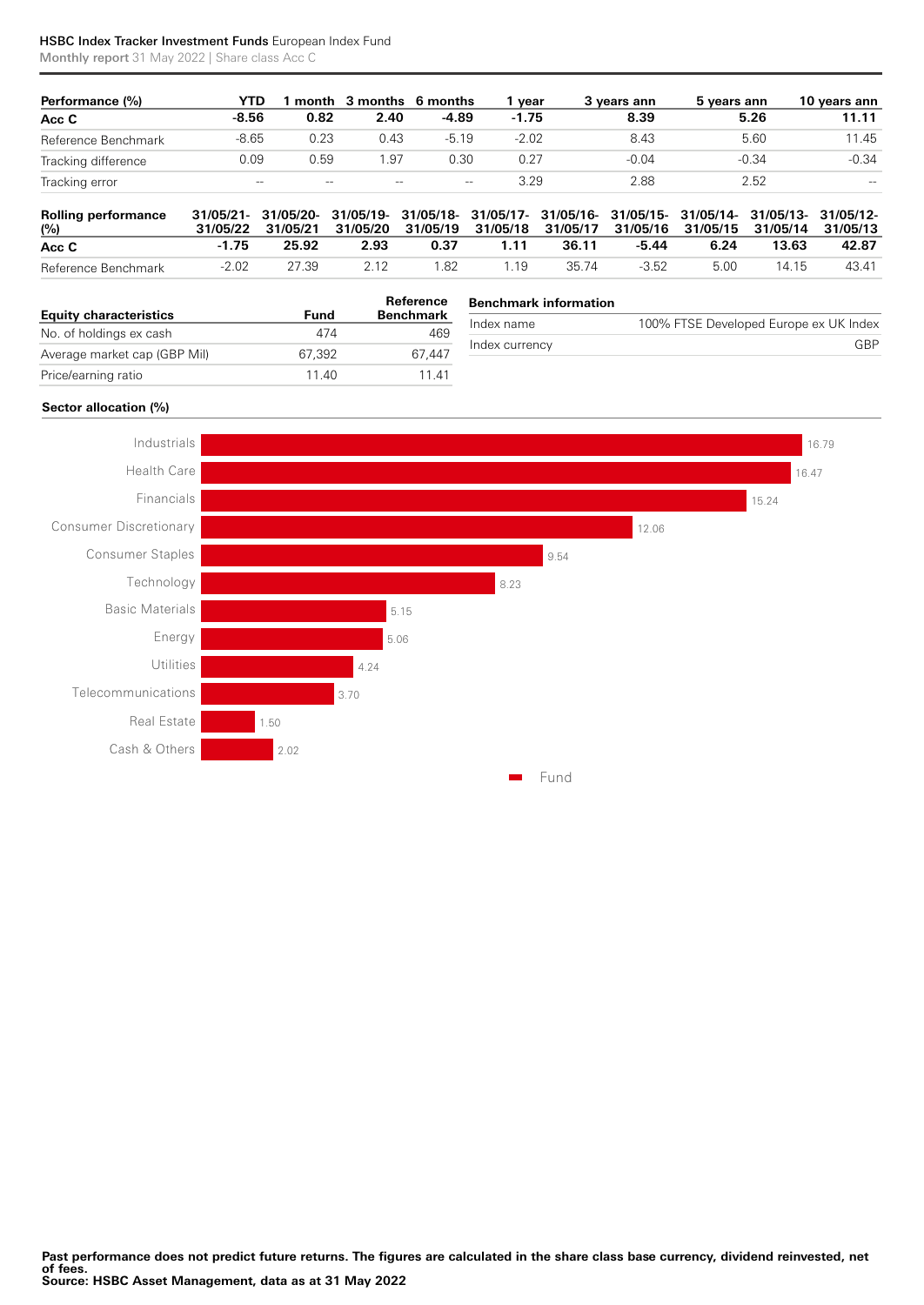**HSBC Index Tracker Investment Funds** European Index Fund
**Monthly report** 31 May 2022 | Share class Acc C

| Performance (%) | YTD | 1 month | 3 months | 6 months | 1 year | 3 years ann | 5 years ann | 10 years ann |
|---|---|---|---|---|---|---|---|---|
| **Acc C** | **-8.56** | **0.82** | **2.40** | **-4.89** | **-1.75** | **8.39** | **5.26** | **11.11** |
| Reference Benchmark | -8.65 | 0.23 | 0.43 | -5.19 | -2.02 | 8.43 | 5.60 | 11.45 |
| Tracking difference | 0.09 | 0.59 | 1.97 | 0.30 | 0.27 | -0.04 | -0.34 | -0.34 |
| Tracking error | -- | -- | -- | -- | 3.29 | 2.88 | 2.52 | -- |

| Rolling performance (%) | 31/05/21-31/05/22 | 31/05/20-31/05/21 | 31/05/19-31/05/20 | 31/05/18-31/05/19 | 31/05/17-31/05/18 | 31/05/16-31/05/17 | 31/05/15-31/05/16 | 31/05/14-31/05/15 | 31/05/13-31/05/14 | 31/05/12-31/05/13 |
|---|---|---|---|---|---|---|---|---|---|---|
| **Acc C** | **-1.75** | **25.92** | **2.93** | **0.37** | **1.11** | **36.11** | **-5.44** | **6.24** | **13.63** | **42.87** |
| Reference Benchmark | -2.02 | 27.39 | 2.12 | 1.82 | 1.19 | 35.74 | -3.52 | 5.00 | 14.15 | 43.41 |

| Equity characteristics | Fund | Reference Benchmark |
|---|---|---|
| No. of holdings ex cash | 474 | 469 |
| Average market cap (GBP Mil) | 67,392 | 67,447 |
| Price/earning ratio | 11.40 | 11.41 |

| Benchmark information | |
|---|---|
| Index name | 100% FTSE Developed Europe ex UK Index |
| Index currency | GBP |

**Sector allocation (%)**

| Sector | Fund |
|---|---|
| Industrials | 16.79 |
| Health Care | 16.47 |
| Financials | 15.24 |
| Consumer Discretionary | 12.06 |
| Consumer Staples | 9.54 |
| Technology | 8.23 |
| Basic Materials | 5.15 |
| Energy | 5.06 |
| Utilities | 4.24 |
| Telecommunications | 3.70 |
| Real Estate | 1.50 |
| Cash & Others | 2.02 |

**Past performance does not predict future returns. The figures are calculated in the share class base currency, dividend reinvested, net of fees.**
**Source: HSBC Asset Management, data as at 31 May 2022**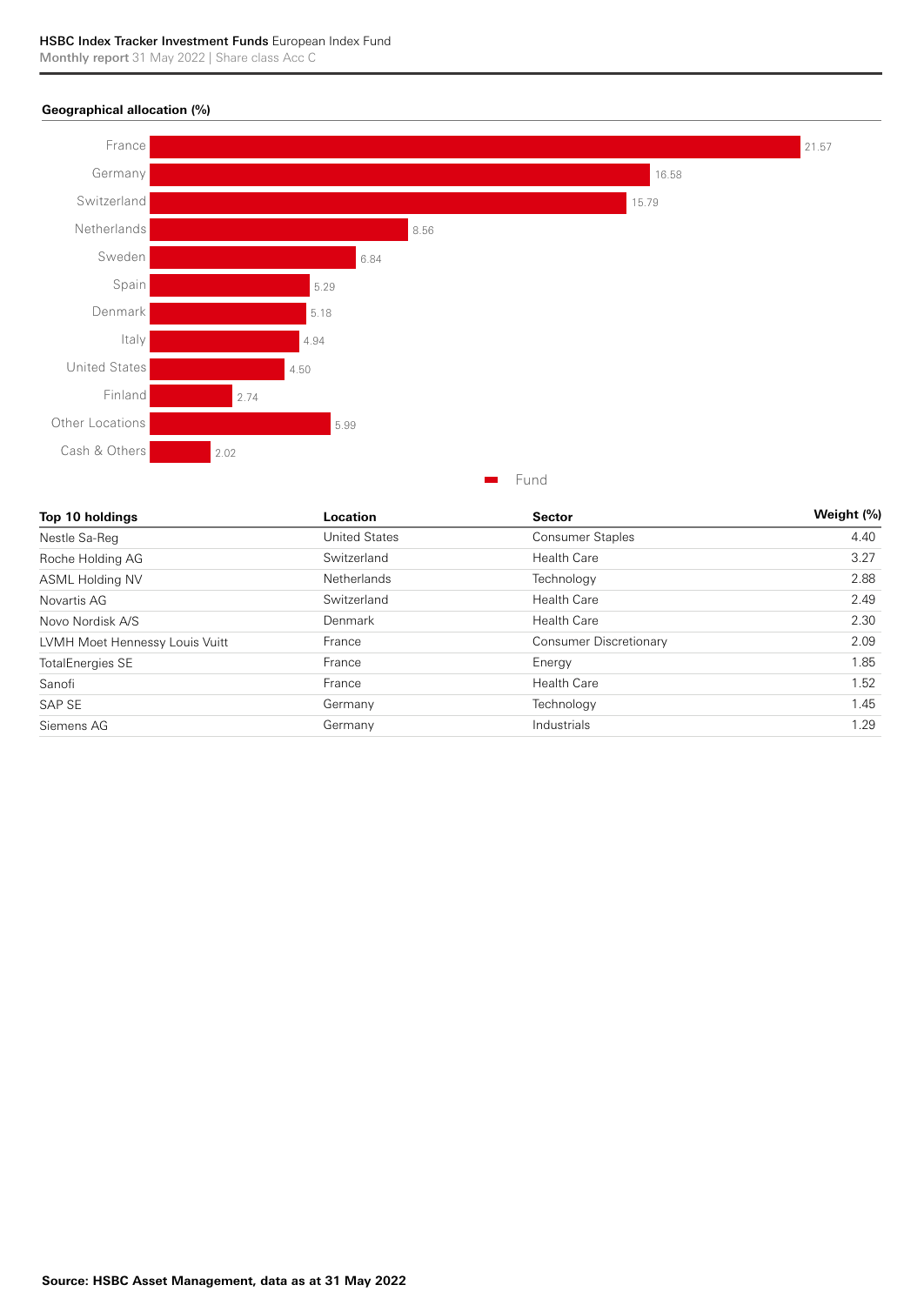## Geographical allocation (%)

| Location | Fund |
|---|---|
| France | 21.57 |
| Germany | 16.58 |
| Switzerland | 15.79 |
| Netherlands | 8.56 |
| Sweden | 6.84 |
| Spain | 5.29 |
| Denmark | 5.18 |
| Italy | 4.94 |
| United States | 4.50 |
| Finland | 2.74 |
| Other Locations | 5.99 |
| Cash & Others | 2.02 |

| Top 10 holdings | Location | Sector | Weight (%) |
|---|---|---|---|
| Nestle Sa-Reg | United States | Consumer Staples | 4.40 |
| Roche Holding AG | Switzerland | Health Care | 3.27 |
| ASML Holding NV | Netherlands | Technology | 2.88 |
| Novartis AG | Switzerland | Health Care | 2.49 |
| Novo Nordisk A/S | Denmark | Health Care | 2.30 |
| LVMH Moet Hennessy Louis Vuitt | France | Consumer Discretionary | 2.09 |
| TotalEnergies SE | France | Energy | 1.85 |
| Sanofi | France | Health Care | 1.52 |
| SAP SE | Germany | Technology | 1.45 |
| Siemens AG | Germany | Industrials | 1.29 |

**Source: HSBC Asset Management, data as at 31 May 2022**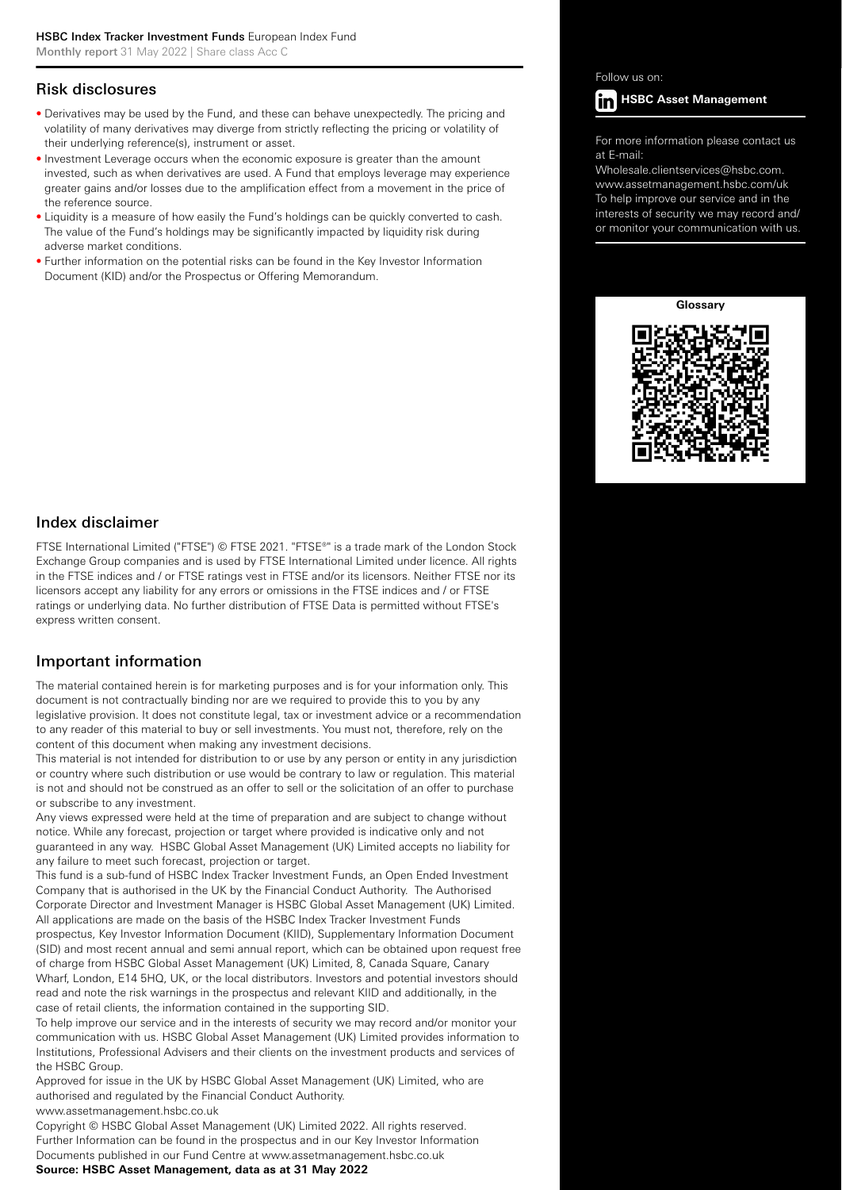## Risk disclosures

- Derivatives may be used by the Fund, and these can behave unexpectedly. The pricing and volatility of many derivatives may diverge from strictly reflecting the pricing or volatility of their underlying reference(s), instrument or asset.
- Investment Leverage occurs when the economic exposure is greater than the amount invested, such as when derivatives are used. A Fund that employs leverage may experience greater gains and/or losses due to the amplification effect from a movement in the price of the reference source.
- Liquidity is a measure of how easily the Fund's holdings can be quickly converted to cash. The value of the Fund's holdings may be significantly impacted by liquidity risk during adverse market conditions.
- Further information on the potential risks can be found in the Key Investor Information Document (KID) and/or the Prospectus or Offering Memorandum.

## Index disclaimer

FTSE International Limited ("FTSE") © FTSE 2021. "FTSE®" is a trade mark of the London Stock Exchange Group companies and is used by FTSE International Limited under licence. All rights in the FTSE indices and / or FTSE ratings vest in FTSE and/or its licensors. Neither FTSE nor its licensors accept any liability for any errors or omissions in the FTSE indices and / or FTSE ratings or underlying data. No further distribution of FTSE Data is permitted without FTSE's express written consent.

## Important information

The material contained herein is for marketing purposes and is for your information only. This document is not contractually binding nor are we required to provide this to you by any legislative provision. It does not constitute legal, tax or investment advice or a recommendation to any reader of this material to buy or sell investments. You must not, therefore, rely on the content of this document when making any investment decisions.

This material is not intended for distribution to or use by any person or entity in any jurisdiction or country where such distribution or use would be contrary to law or regulation. This material is not and should not be construed as an offer to sell or the solicitation of an offer to purchase or subscribe to any investment.

Any views expressed were held at the time of preparation and are subject to change without notice. While any forecast, projection or target where provided is indicative only and not guaranteed in any way. HSBC Global Asset Management (UK) Limited accepts no liability for any failure to meet such forecast, projection or target.

This fund is a sub-fund of HSBC Index Tracker Investment Funds, an Open Ended Investment Company that is authorised in the UK by the Financial Conduct Authority. The Authorised Corporate Director and Investment Manager is HSBC Global Asset Management (UK) Limited. All applications are made on the basis of the HSBC Index Tracker Investment Funds prospectus, Key Investor Information Document (KIID), Supplementary Information Document (SID) and most recent annual and semi annual report, which can be obtained upon request free of charge from HSBC Global Asset Management (UK) Limited, 8, Canada Square, Canary Wharf, London, E14 5HQ, UK, or the local distributors. Investors and potential investors should read and note the risk warnings in the prospectus and relevant KIID and additionally, in the case of retail clients, the information contained in the supporting SID.

To help improve our service and in the interests of security we may record and/or monitor your communication with us. HSBC Global Asset Management (UK) Limited provides information to Institutions, Professional Advisers and their clients on the investment products and services of the HSBC Group.

Approved for issue in the UK by HSBC Global Asset Management (UK) Limited, who are authorised and regulated by the Financial Conduct Authority.

www.assetmanagement.hsbc.co.uk

Copyright © HSBC Global Asset Management (UK) Limited 2022. All rights reserved.

Further Information can be found in the prospectus and in our Key Investor Information Documents published in our Fund Centre at www.assetmanagement.hsbc.co.uk

**Source: HSBC Asset Management, data as at 31 May 2022**

Follow us on:

**HSBC Asset Management**

For more information please contact us at E-mail:
Wholesale.clientservices@hsbc.com.
www.assetmanagement.hsbc.com/uk
To help improve our service and in the interests of security we may record and/or monitor your communication with us.

**Glossary**